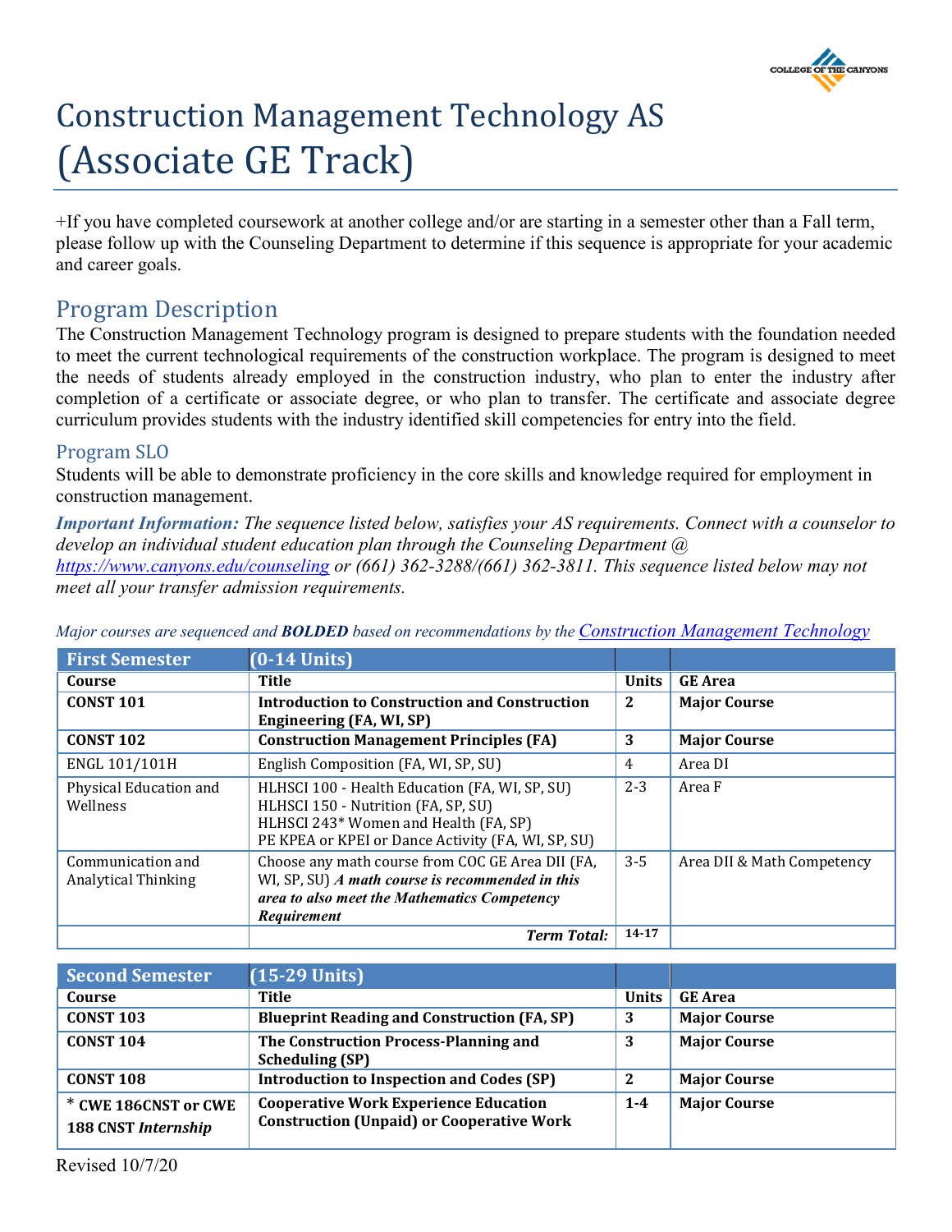# Construction Management Technology AS (Associate GE Track)

+If you have completed coursework at another college and/or are starting in a semester other than a Fall term, please follow up with the Counseling Department to determine if this sequence is appropriate for your academic and career goals.

## Program Description

The Construction Management Technology program is designed to prepare students with the foundation needed to meet the current technological requirements of the construction workplace. The program is designed to meet the needs of students already employed in the construction industry, who plan to enter the industry after completion of a certificate or associate degree, or who plan to transfer. The certificate and associate degree curriculum provides students with the industry identified skill competencies for entry into the field.

### Program SLO

Students will be able to demonstrate proficiency in the core skills and knowledge required for employment in construction management.

***Important Information:*** *The sequence listed below, satisfies your AS requirements. Connect with a counselor to develop an individual student education plan through the Counseling Department @ https://www.canyons.edu/counseling or (661) 362-3288/(661) 362-3811. This sequence listed below may not meet all your transfer admission requirements.*

*Major courses are sequenced and **BOLDED** based on recommendations by the Construction Management Technology*

| First Semester | (0-14 Units) | | |
|---|---|---|---|
| Course | Title | Units | GE Area |
| **CONST 101** | **Introduction to Construction and Construction Engineering (FA, WI, SP)** | **2** | **Major Course** |
| **CONST 102** | **Construction Management Principles (FA)** | **3** | **Major Course** |
| ENGL 101/101H | English Composition (FA, WI, SP, SU) | 4 | Area DI |
| Physical Education and Wellness | HLHSCI 100 - Health Education (FA, WI, SP, SU)<br>HLHSCI 150 - Nutrition (FA, SP, SU)<br>HLHSCI 243* Women and Health (FA, SP)<br>PE KPEA or KPEI or Dance Activity (FA, WI, SP, SU) | 2-3 | Area F |
| Communication and Analytical Thinking | Choose any math course from COC GE Area DII (FA, WI, SP, SU) ***A math course is recommended in this area to also meet the Mathematics Competency Requirement*** | 3-5 | Area DII & Math Competency |
| | ***Term Total:*** | 14-17 | |

| Second Semester | (15-29 Units) | | |
|---|---|---|---|
| Course | Title | Units | GE Area |
| **CONST 103** | **Blueprint Reading and Construction (FA, SP)** | **3** | **Major Course** |
| **CONST 104** | **The Construction Process-Planning and Scheduling (SP)** | **3** | **Major Course** |
| **CONST 108** | **Introduction to Inspection and Codes (SP)** | **2** | **Major Course** |
| * **CWE 186CNST or CWE 188 CNST** ***Internship*** | **Cooperative Work Experience Education Construction (Unpaid) or Cooperative Work** | **1-4** | **Major Course** |

Revised 10/7/20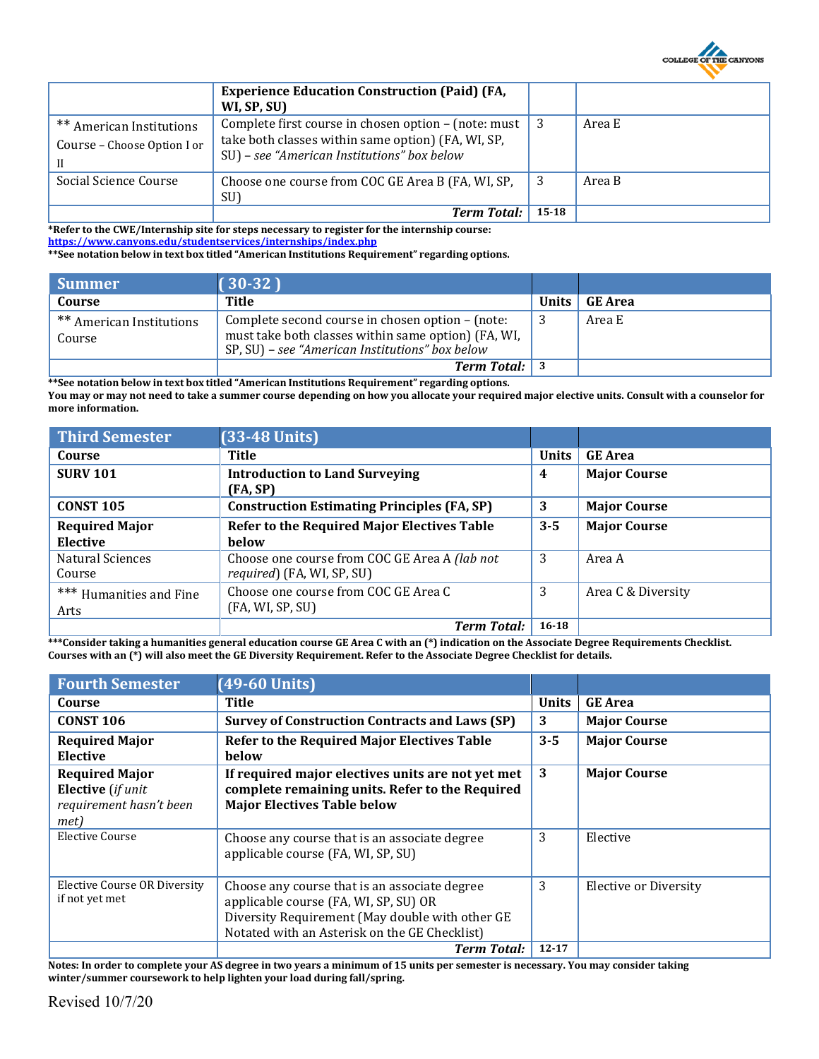| | Experience Education Construction (Paid) (FA, WI, SP, SU) | | |
|---|---|---|---|
| ** American Institutions Course – Choose Option I or II | Complete first course in chosen option – (note: must take both classes within same option) (FA, WI, SP, SU) – *see "American Institutions" box below* | 3 | Area E |
| Social Science Course | Choose one course from COC GE Area B (FA, WI, SP, SU) | 3 | Area B |
| | ***Term Total:*** | **15-18** | |

***Refer to the CWE/Internship site for steps necessary to register for the internship course:**
**https://www.canyons.edu/studentservices/internships/index.php**
****See notation below in text box titled "American Institutions Requirement" regarding options.**

| **Summer** | **( 30-32 )** | | |
|---|---|---|---|
| **Course** | **Title** | **Units** | **GE Area** |
| ** American Institutions Course | Complete second course in chosen option – (note: must take both classes within same option) (FA, WI, SP, SU) – *see "American Institutions" box below* | 3 | Area E |
| | ***Term Total:*** | **3** | |

****See notation below in text box titled "American Institutions Requirement" regarding options.**
**You may or may not need to take a summer course depending on how you allocate your required major elective units. Consult with a counselor for more information.**

| **Third Semester** | **(33-48 Units)** | | |
|---|---|---|---|
| **Course** | **Title** | **Units** | **GE Area** |
| **SURV 101** | **Introduction to Land Surveying (FA, SP)** | **4** | **Major Course** |
| **CONST 105** | **Construction Estimating Principles (FA, SP)** | **3** | **Major Course** |
| **Required Major Elective** | **Refer to the Required Major Electives Table below** | **3-5** | **Major Course** |
| Natural Sciences Course | Choose one course from COC GE Area A *(lab not required)* (FA, WI, SP, SU) | 3 | Area A |
| *** Humanities and Fine Arts | Choose one course from COC GE Area C (FA, WI, SP, SU) | 3 | Area C & Diversity |
| | ***Term Total:*** | **16-18** | |

*****Consider taking a humanities general education course GE Area C with an (*) indication on the Associate Degree Requirements Checklist. Courses with an (*) will also meet the GE Diversity Requirement. Refer to the Associate Degree Checklist for details.**

| **Fourth Semester** | **(49-60 Units)** | | |
|---|---|---|---|
| **Course** | **Title** | **Units** | **GE Area** |
| **CONST 106** | **Survey of Construction Contracts and Laws (SP)** | **3** | **Major Course** |
| **Required Major Elective** | **Refer to the Required Major Electives Table below** | **3-5** | **Major Course** |
| **Required Major Elective** (*if unit requirement hasn't been met)* | **If required major electives units are not yet met complete remaining units. Refer to the Required Major Electives Table below** | **3** | **Major Course** |
| Elective Course | Choose any course that is an associate degree applicable course (FA, WI, SP, SU) | 3 | Elective |
| Elective Course OR Diversity if not yet met | Choose any course that is an associate degree applicable course (FA, WI, SP, SU) OR Diversity Requirement (May double with other GE Notated with an Asterisk on the GE Checklist) | 3 | Elective or Diversity |
| | ***Term Total:*** | **12-17** | |

**Notes: In order to complete your AS degree in two years a minimum of 15 units per semester is necessary. You may consider taking winter/summer coursework to help lighten your load during fall/spring.**

Revised 10/7/20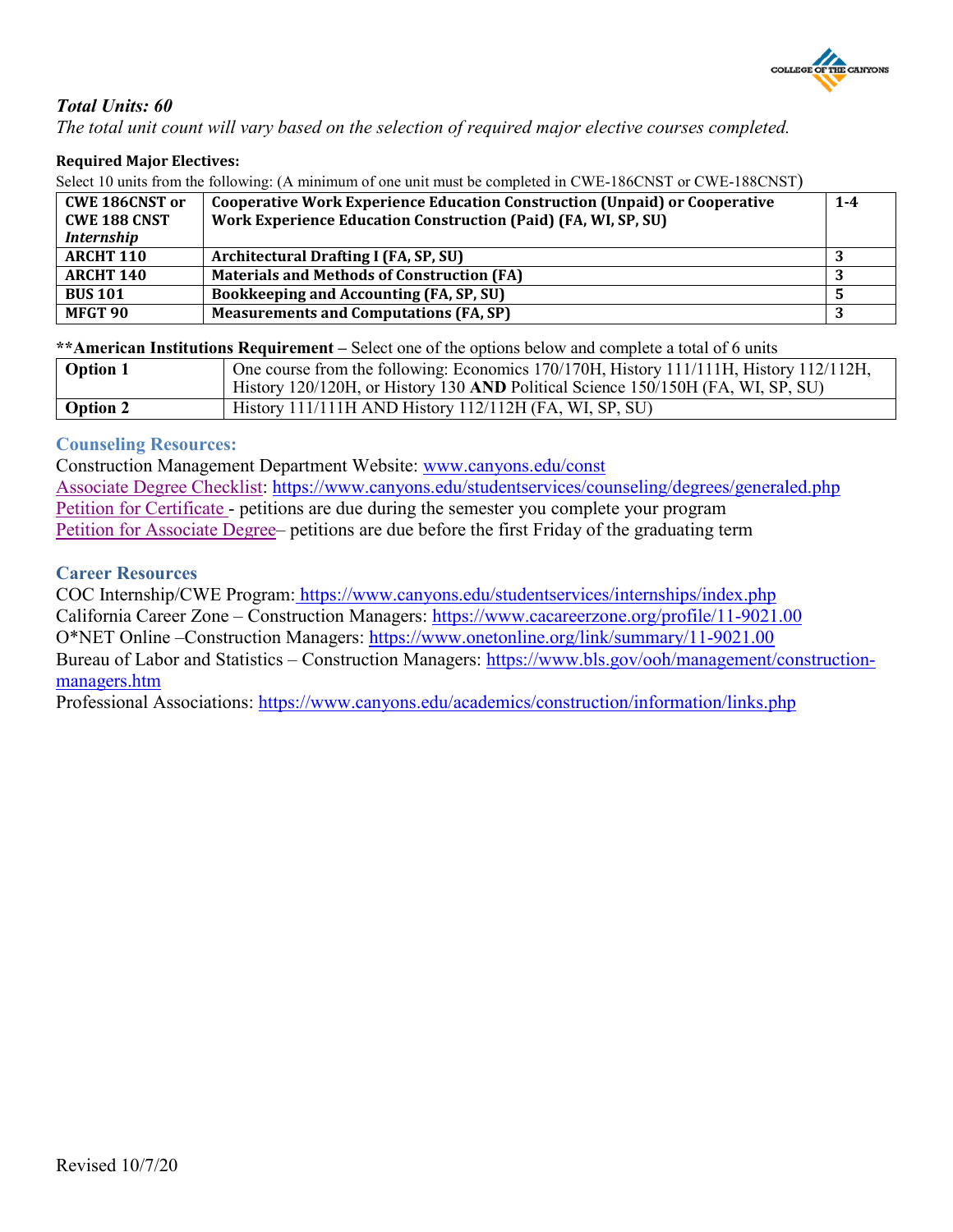***Total Units: 60***

*The total unit count will vary based on the selection of required major elective courses completed.*

**Required Major Electives:**

Select 10 units from the following: (A minimum of one unit must be completed in CWE-186CNST or CWE-188CNST)

| | | |
|---|---|---|
| **CWE 186CNST or CWE 188 CNST *Internship*** | **Cooperative Work Experience Education Construction (Unpaid) or Cooperative Work Experience Education Construction (Paid) (FA, WI, SP, SU)** | **1-4** |
| **ARCHT 110** | **Architectural Drafting I (FA, SP, SU)** | **3** |
| **ARCHT 140** | **Materials and Methods of Construction (FA)** | **3** |
| **BUS 101** | **Bookkeeping and Accounting (FA, SP, SU)** | **5** |
| **MFGT 90** | **Measurements and Computations (FA, SP)** | **3** |

****American Institutions Requirement** – Select one of the options below and complete a total of 6 units

| | |
|---|---|
| **Option 1** | One course from the following: Economics 170/170H, History 111/111H, History 112/112H, History 120/120H, or History 130 **AND** Political Science 150/150H (FA, WI, SP, SU) |
| **Option 2** | History 111/111H AND History 112/112H (FA, WI, SP, SU) |

### Counseling Resources:

Construction Management Department Website: www.canyons.edu/const

Associate Degree Checklist: https://www.canyons.edu/studentservices/counseling/degrees/generaled.php

Petition for Certificate - petitions are due during the semester you complete your program

Petition for Associate Degree– petitions are due before the first Friday of the graduating term

### Career Resources

COC Internship/CWE Program: https://www.canyons.edu/studentservices/internships/index.php

California Career Zone – Construction Managers: https://www.cacareerzone.org/profile/11-9021.00

O*NET Online –Construction Managers: https://www.onetonline.org/link/summary/11-9021.00

Bureau of Labor and Statistics – Construction Managers: https://www.bls.gov/ooh/management/construction-managers.htm

Professional Associations: https://www.canyons.edu/academics/construction/information/links.php

Revised 10/7/20